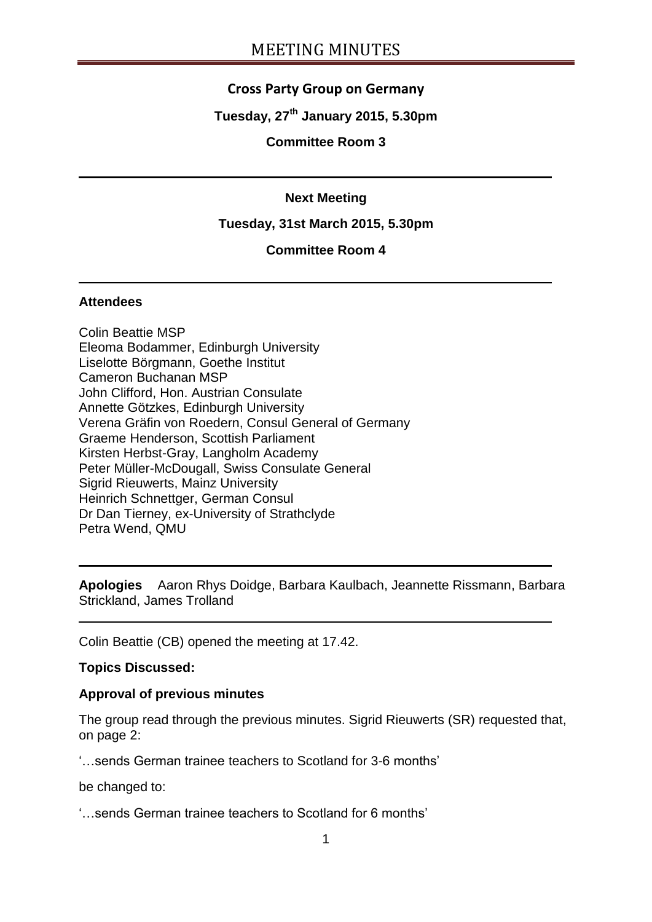# MEETING MINUTES

## Cross Party Group on Germany

**Tuesday, 27th January 2015, 5.30pm**

**Committee Room 3**

---

**Next Meeting**

**Tuesday, 31st March 2015, 5.30pm**

**Committee Room 4**

---

### Attendees

Colin Beattie MSP
Eleoma Bodammer, Edinburgh University
Liselotte Börgmann, Goethe Institut
Cameron Buchanan MSP
John Clifford, Hon. Austrian Consulate
Annette Götzkes, Edinburgh University
Verena Gräfin von Roedern, Consul General of Germany
Graeme Henderson, Scottish Parliament
Kirsten Herbst-Gray, Langholm Academy
Peter Müller-McDougall, Swiss Consulate General
Sigrid Rieuwerts, Mainz University
Heinrich Schnettger, German Consul
Dr Dan Tierney, ex-University of Strathclyde
Petra Wend, QMU

---

**Apologies** Aaron Rhys Doidge, Barbara Kaulbach, Jeannette Rissmann, Barbara Strickland, James Trolland

---

Colin Beattie (CB) opened the meeting at 17.42.

**Topics Discussed:**

**Approval of previous minutes**

The group read through the previous minutes. Sigrid Rieuwerts (SR) requested that, on page 2:

'…sends German trainee teachers to Scotland for 3-6 months'

be changed to:

'…sends German trainee teachers to Scotland for 6 months'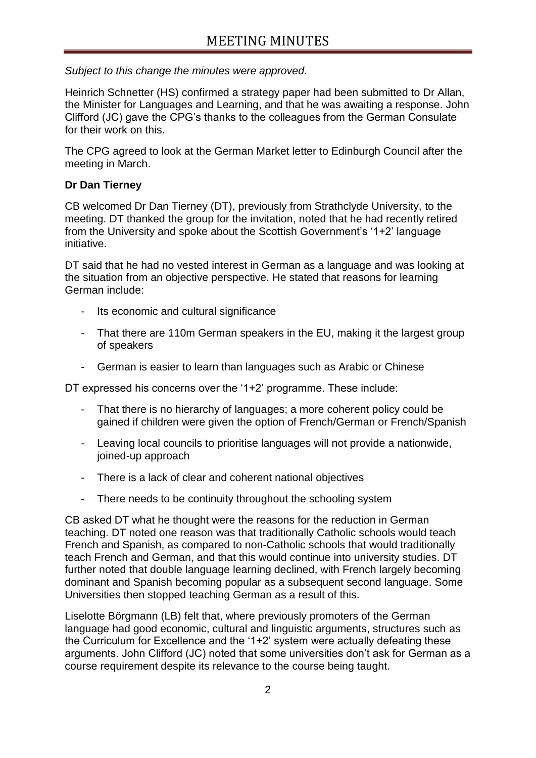*Subject to this change the minutes were approved.*

Heinrich Schnetter (HS) confirmed a strategy paper had been submitted to Dr Allan, the Minister for Languages and Learning, and that he was awaiting a response. John Clifford (JC) gave the CPG's thanks to the colleagues from the German Consulate for their work on this.

The CPG agreed to look at the German Market letter to Edinburgh Council after the meeting in March.

**Dr Dan Tierney**

CB welcomed Dr Dan Tierney (DT), previously from Strathclyde University, to the meeting. DT thanked the group for the invitation, noted that he had recently retired from the University and spoke about the Scottish Government's '1+2' language initiative.

DT said that he had no vested interest in German as a language and was looking at the situation from an objective perspective. He stated that reasons for learning German include:

- Its economic and cultural significance
- That there are 110m German speakers in the EU, making it the largest group of speakers
- German is easier to learn than languages such as Arabic or Chinese

DT expressed his concerns over the '1+2' programme. These include:

- That there is no hierarchy of languages; a more coherent policy could be gained if children were given the option of French/German or French/Spanish
- Leaving local councils to prioritise languages will not provide a nationwide, joined-up approach
- There is a lack of clear and coherent national objectives
- There needs to be continuity throughout the schooling system

CB asked DT what he thought were the reasons for the reduction in German teaching. DT noted one reason was that traditionally Catholic schools would teach French and Spanish, as compared to non-Catholic schools that would traditionally teach French and German, and that this would continue into university studies. DT further noted that double language learning declined, with French largely becoming dominant and Spanish becoming popular as a subsequent second language. Some Universities then stopped teaching German as a result of this.

Liselotte Börgmann (LB) felt that, where previously promoters of the German language had good economic, cultural and linguistic arguments, structures such as the Curriculum for Excellence and the '1+2' system were actually defeating these arguments. John Clifford (JC) noted that some universities don't ask for German as a course requirement despite its relevance to the course being taught.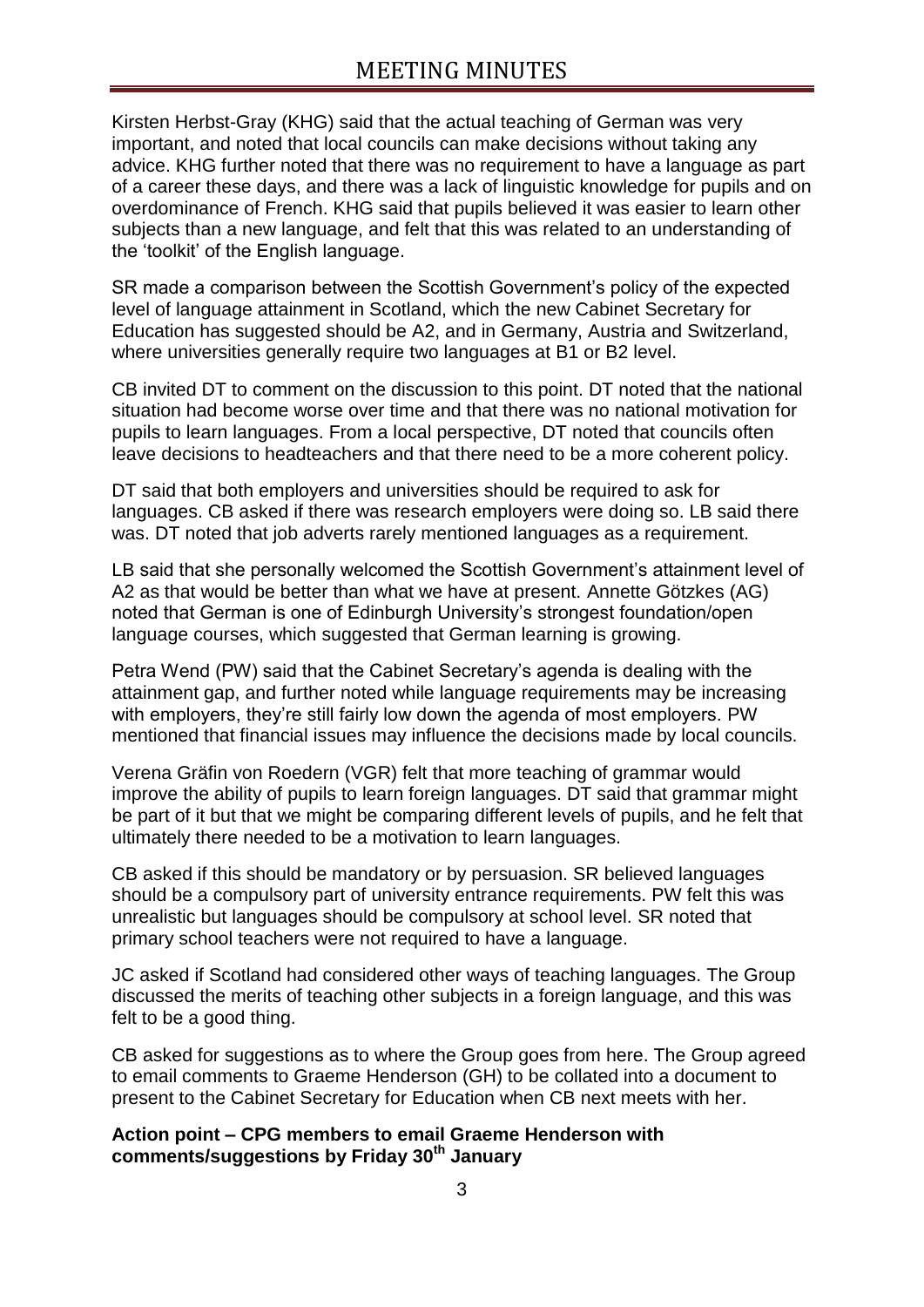Kirsten Herbst-Gray (KHG) said that the actual teaching of German was very important, and noted that local councils can make decisions without taking any advice. KHG further noted that there was no requirement to have a language as part of a career these days, and there was a lack of linguistic knowledge for pupils and on overdominance of French. KHG said that pupils believed it was easier to learn other subjects than a new language, and felt that this was related to an understanding of the 'toolkit' of the English language.

SR made a comparison between the Scottish Government's policy of the expected level of language attainment in Scotland, which the new Cabinet Secretary for Education has suggested should be A2, and in Germany, Austria and Switzerland, where universities generally require two languages at B1 or B2 level.

CB invited DT to comment on the discussion to this point. DT noted that the national situation had become worse over time and that there was no national motivation for pupils to learn languages. From a local perspective, DT noted that councils often leave decisions to headteachers and that there need to be a more coherent policy.

DT said that both employers and universities should be required to ask for languages. CB asked if there was research employers were doing so. LB said there was. DT noted that job adverts rarely mentioned languages as a requirement.

LB said that she personally welcomed the Scottish Government's attainment level of A2 as that would be better than what we have at present. Annette Götzkes (AG) noted that German is one of Edinburgh University's strongest foundation/open language courses, which suggested that German learning is growing.

Petra Wend (PW) said that the Cabinet Secretary's agenda is dealing with the attainment gap, and further noted while language requirements may be increasing with employers, they're still fairly low down the agenda of most employers. PW mentioned that financial issues may influence the decisions made by local councils.

Verena Gräfin von Roedern (VGR) felt that more teaching of grammar would improve the ability of pupils to learn foreign languages. DT said that grammar might be part of it but that we might be comparing different levels of pupils, and he felt that ultimately there needed to be a motivation to learn languages.

CB asked if this should be mandatory or by persuasion. SR believed languages should be a compulsory part of university entrance requirements. PW felt this was unrealistic but languages should be compulsory at school level. SR noted that primary school teachers were not required to have a language.

JC asked if Scotland had considered other ways of teaching languages. The Group discussed the merits of teaching other subjects in a foreign language, and this was felt to be a good thing.

CB asked for suggestions as to where the Group goes from here. The Group agreed to email comments to Graeme Henderson (GH) to be collated into a document to present to the Cabinet Secretary for Education when CB next meets with her.

**Action point – CPG members to email Graeme Henderson with comments/suggestions by Friday 30th January**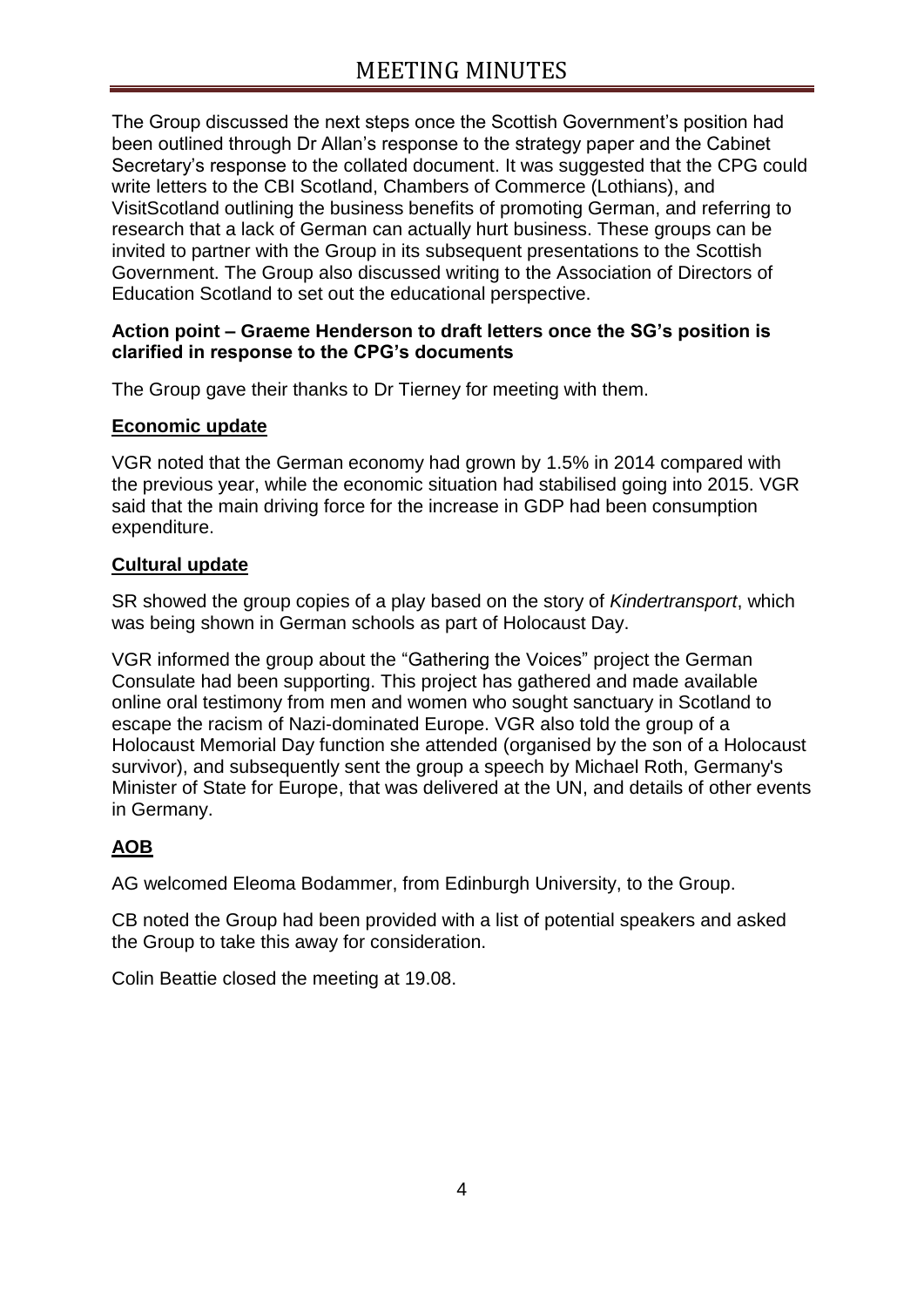The Group discussed the next steps once the Scottish Government's position had been outlined through Dr Allan's response to the strategy paper and the Cabinet Secretary's response to the collated document. It was suggested that the CPG could write letters to the CBI Scotland, Chambers of Commerce (Lothians), and VisitScotland outlining the business benefits of promoting German, and referring to research that a lack of German can actually hurt business. These groups can be invited to partner with the Group in its subsequent presentations to the Scottish Government. The Group also discussed writing to the Association of Directors of Education Scotland to set out the educational perspective.

**Action point – Graeme Henderson to draft letters once the SG's position is clarified in response to the CPG's documents**

The Group gave their thanks to Dr Tierney for meeting with them.

**Economic update**

VGR noted that the German economy had grown by 1.5% in 2014 compared with the previous year, while the economic situation had stabilised going into 2015. VGR said that the main driving force for the increase in GDP had been consumption expenditure.

**Cultural update**

SR showed the group copies of a play based on the story of *Kindertransport*, which was being shown in German schools as part of Holocaust Day.

VGR informed the group about the "Gathering the Voices" project the German Consulate had been supporting. This project has gathered and made available online oral testimony from men and women who sought sanctuary in Scotland to escape the racism of Nazi-dominated Europe. VGR also told the group of a Holocaust Memorial Day function she attended (organised by the son of a Holocaust survivor), and subsequently sent the group a speech by Michael Roth, Germany's Minister of State for Europe, that was delivered at the UN, and details of other events in Germany.

**AOB**

AG welcomed Eleoma Bodammer, from Edinburgh University, to the Group.

CB noted the Group had been provided with a list of potential speakers and asked the Group to take this away for consideration.

Colin Beattie closed the meeting at 19.08.